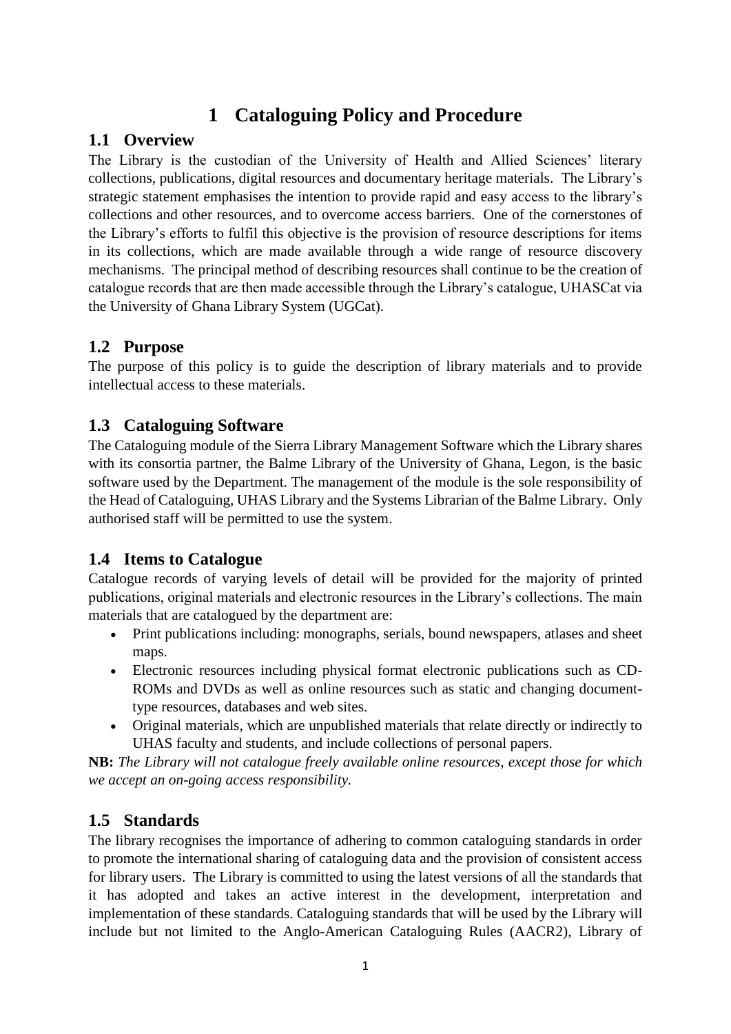# 1 Cataloguing Policy and Procedure

## 1.1 Overview

The Library is the custodian of the University of Health and Allied Sciences' literary collections, publications, digital resources and documentary heritage materials. The Library's strategic statement emphasises the intention to provide rapid and easy access to the library's collections and other resources, and to overcome access barriers. One of the cornerstones of the Library's efforts to fulfil this objective is the provision of resource descriptions for items in its collections, which are made available through a wide range of resource discovery mechanisms. The principal method of describing resources shall continue to be the creation of catalogue records that are then made accessible through the Library's catalogue, UHASCat via the University of Ghana Library System (UGCat).

## 1.2 Purpose

The purpose of this policy is to guide the description of library materials and to provide intellectual access to these materials.

## 1.3 Cataloguing Software

The Cataloguing module of the Sierra Library Management Software which the Library shares with its consortia partner, the Balme Library of the University of Ghana, Legon, is the basic software used by the Department. The management of the module is the sole responsibility of the Head of Cataloguing, UHAS Library and the Systems Librarian of the Balme Library. Only authorised staff will be permitted to use the system.

## 1.4 Items to Catalogue

Catalogue records of varying levels of detail will be provided for the majority of printed publications, original materials and electronic resources in the Library's collections. The main materials that are catalogued by the department are:

- Print publications including: monographs, serials, bound newspapers, atlases and sheet maps.
- Electronic resources including physical format electronic publications such as CD-ROMs and DVDs as well as online resources such as static and changing document-type resources, databases and web sites.
- Original materials, which are unpublished materials that relate directly or indirectly to UHAS faculty and students, and include collections of personal papers.

**NB:** *The Library will not catalogue freely available online resources, except those for which we accept an on-going access responsibility.*

## 1.5 Standards

The library recognises the importance of adhering to common cataloguing standards in order to promote the international sharing of cataloguing data and the provision of consistent access for library users. The Library is committed to using the latest versions of all the standards that it has adopted and takes an active interest in the development, interpretation and implementation of these standards. Cataloguing standards that will be used by the Library will include but not limited to the Anglo-American Cataloguing Rules (AACR2), Library of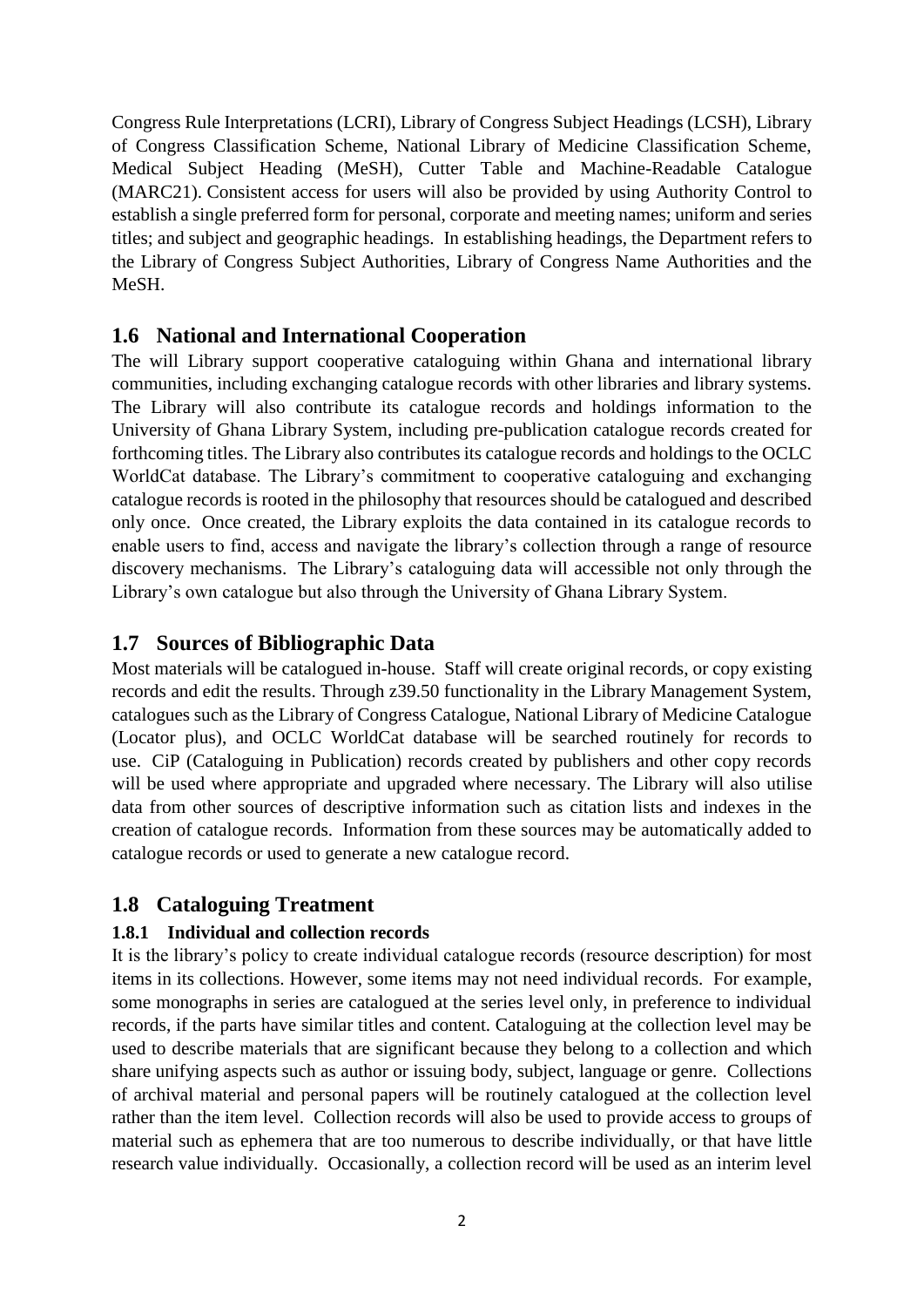Congress Rule Interpretations (LCRI), Library of Congress Subject Headings (LCSH), Library of Congress Classification Scheme, National Library of Medicine Classification Scheme, Medical Subject Heading (MeSH), Cutter Table and Machine-Readable Catalogue (MARC21). Consistent access for users will also be provided by using Authority Control to establish a single preferred form for personal, corporate and meeting names; uniform and series titles; and subject and geographic headings. In establishing headings, the Department refers to the Library of Congress Subject Authorities, Library of Congress Name Authorities and the MeSH.

## 1.6 National and International Cooperation

The will Library support cooperative cataloguing within Ghana and international library communities, including exchanging catalogue records with other libraries and library systems. The Library will also contribute its catalogue records and holdings information to the University of Ghana Library System, including pre-publication catalogue records created for forthcoming titles. The Library also contributes its catalogue records and holdings to the OCLC WorldCat database. The Library's commitment to cooperative cataloguing and exchanging catalogue records is rooted in the philosophy that resources should be catalogued and described only once. Once created, the Library exploits the data contained in its catalogue records to enable users to find, access and navigate the library's collection through a range of resource discovery mechanisms. The Library's cataloguing data will accessible not only through the Library's own catalogue but also through the University of Ghana Library System.

## 1.7 Sources of Bibliographic Data

Most materials will be catalogued in-house. Staff will create original records, or copy existing records and edit the results. Through z39.50 functionality in the Library Management System, catalogues such as the Library of Congress Catalogue, National Library of Medicine Catalogue (Locator plus), and OCLC WorldCat database will be searched routinely for records to use. CiP (Cataloguing in Publication) records created by publishers and other copy records will be used where appropriate and upgraded where necessary. The Library will also utilise data from other sources of descriptive information such as citation lists and indexes in the creation of catalogue records. Information from these sources may be automatically added to catalogue records or used to generate a new catalogue record.

## 1.8 Cataloguing Treatment

### 1.8.1 Individual and collection records

It is the library's policy to create individual catalogue records (resource description) for most items in its collections. However, some items may not need individual records. For example, some monographs in series are catalogued at the series level only, in preference to individual records, if the parts have similar titles and content. Cataloguing at the collection level may be used to describe materials that are significant because they belong to a collection and which share unifying aspects such as author or issuing body, subject, language or genre. Collections of archival material and personal papers will be routinely catalogued at the collection level rather than the item level. Collection records will also be used to provide access to groups of material such as ephemera that are too numerous to describe individually, or that have little research value individually. Occasionally, a collection record will be used as an interim level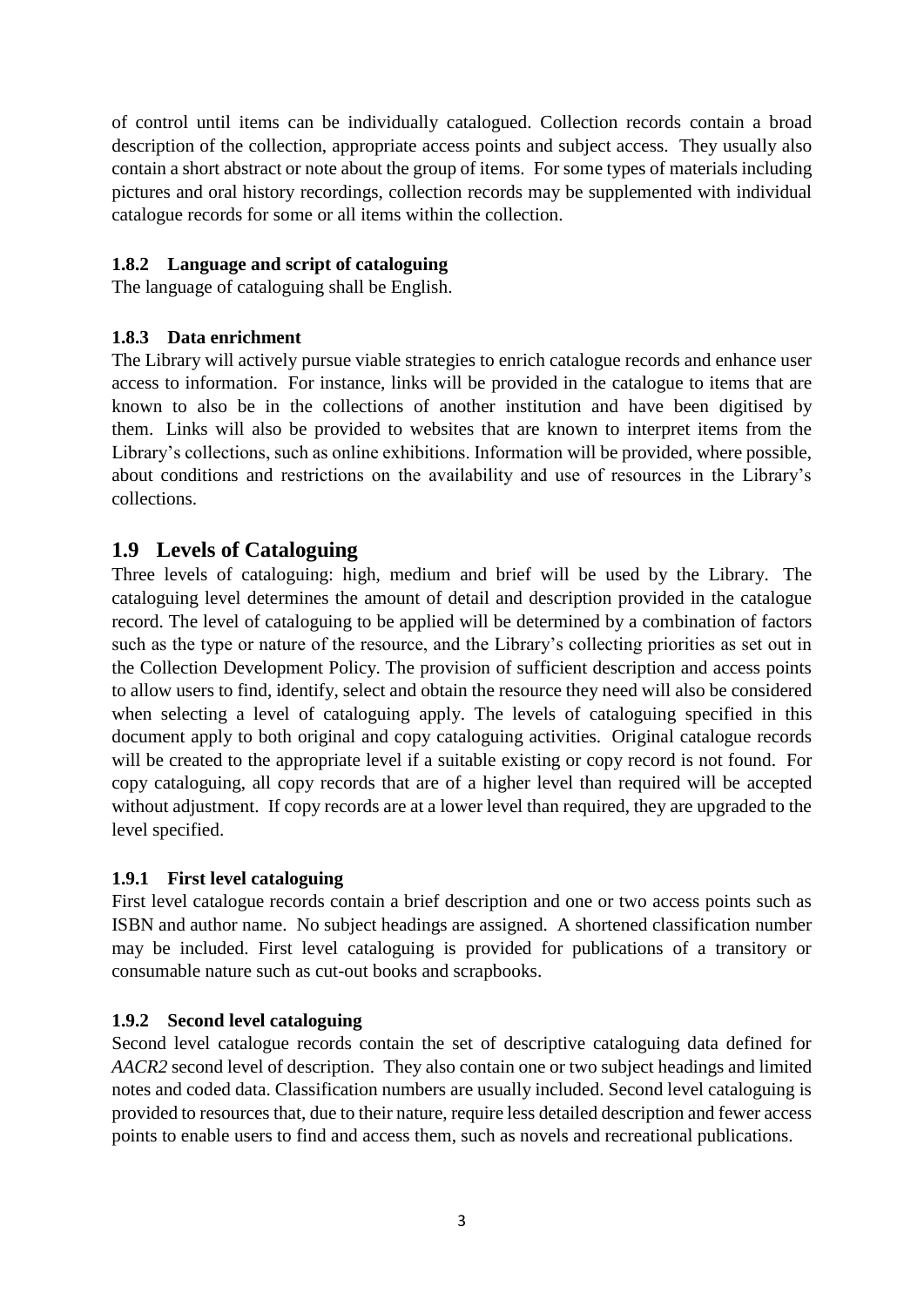of control until items can be individually catalogued. Collection records contain a broad description of the collection, appropriate access points and subject access. They usually also contain a short abstract or note about the group of items. For some types of materials including pictures and oral history recordings, collection records may be supplemented with individual catalogue records for some or all items within the collection.

### 1.8.2 Language and script of cataloguing

The language of cataloguing shall be English.

### 1.8.3 Data enrichment

The Library will actively pursue viable strategies to enrich catalogue records and enhance user access to information. For instance, links will be provided in the catalogue to items that are known to also be in the collections of another institution and have been digitised by them. Links will also be provided to websites that are known to interpret items from the Library's collections, such as online exhibitions. Information will be provided, where possible, about conditions and restrictions on the availability and use of resources in the Library's collections.

## 1.9 Levels of Cataloguing

Three levels of cataloguing: high, medium and brief will be used by the Library. The cataloguing level determines the amount of detail and description provided in the catalogue record. The level of cataloguing to be applied will be determined by a combination of factors such as the type or nature of the resource, and the Library's collecting priorities as set out in the Collection Development Policy. The provision of sufficient description and access points to allow users to find, identify, select and obtain the resource they need will also be considered when selecting a level of cataloguing apply. The levels of cataloguing specified in this document apply to both original and copy cataloguing activities. Original catalogue records will be created to the appropriate level if a suitable existing or copy record is not found. For copy cataloguing, all copy records that are of a higher level than required will be accepted without adjustment. If copy records are at a lower level than required, they are upgraded to the level specified.

### 1.9.1 First level cataloguing

First level catalogue records contain a brief description and one or two access points such as ISBN and author name. No subject headings are assigned. A shortened classification number may be included. First level cataloguing is provided for publications of a transitory or consumable nature such as cut-out books and scrapbooks.

### 1.9.2 Second level cataloguing

Second level catalogue records contain the set of descriptive cataloguing data defined for *AACR2* second level of description. They also contain one or two subject headings and limited notes and coded data. Classification numbers are usually included. Second level cataloguing is provided to resources that, due to their nature, require less detailed description and fewer access points to enable users to find and access them, such as novels and recreational publications.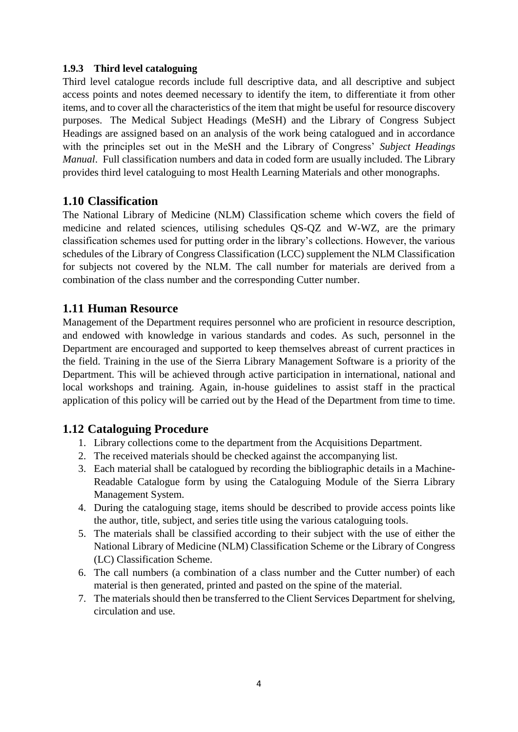#### 1.9.3 Third level cataloguing

Third level catalogue records include full descriptive data, and all descriptive and subject access points and notes deemed necessary to identify the item, to differentiate it from other items, and to cover all the characteristics of the item that might be useful for resource discovery purposes. The Medical Subject Headings (MeSH) and the Library of Congress Subject Headings are assigned based on an analysis of the work being catalogued and in accordance with the principles set out in the MeSH and the Library of Congress' *Subject Headings Manual*. Full classification numbers and data in coded form are usually included. The Library provides third level cataloguing to most Health Learning Materials and other monographs.

## 1.10 Classification

The National Library of Medicine (NLM) Classification scheme which covers the field of medicine and related sciences, utilising schedules QS-QZ and W-WZ, are the primary classification schemes used for putting order in the library's collections. However, the various schedules of the Library of Congress Classification (LCC) supplement the NLM Classification for subjects not covered by the NLM. The call number for materials are derived from a combination of the class number and the corresponding Cutter number.

## 1.11 Human Resource

Management of the Department requires personnel who are proficient in resource description, and endowed with knowledge in various standards and codes. As such, personnel in the Department are encouraged and supported to keep themselves abreast of current practices in the field. Training in the use of the Sierra Library Management Software is a priority of the Department. This will be achieved through active participation in international, national and local workshops and training. Again, in-house guidelines to assist staff in the practical application of this policy will be carried out by the Head of the Department from time to time.

## 1.12 Cataloguing Procedure

1. Library collections come to the department from the Acquisitions Department.
2. The received materials should be checked against the accompanying list.
3. Each material shall be catalogued by recording the bibliographic details in a Machine-Readable Catalogue form by using the Cataloguing Module of the Sierra Library Management System.
4. During the cataloguing stage, items should be described to provide access points like the author, title, subject, and series title using the various cataloguing tools.
5. The materials shall be classified according to their subject with the use of either the National Library of Medicine (NLM) Classification Scheme or the Library of Congress (LC) Classification Scheme.
6. The call numbers (a combination of a class number and the Cutter number) of each material is then generated, printed and pasted on the spine of the material.
7. The materials should then be transferred to the Client Services Department for shelving, circulation and use.